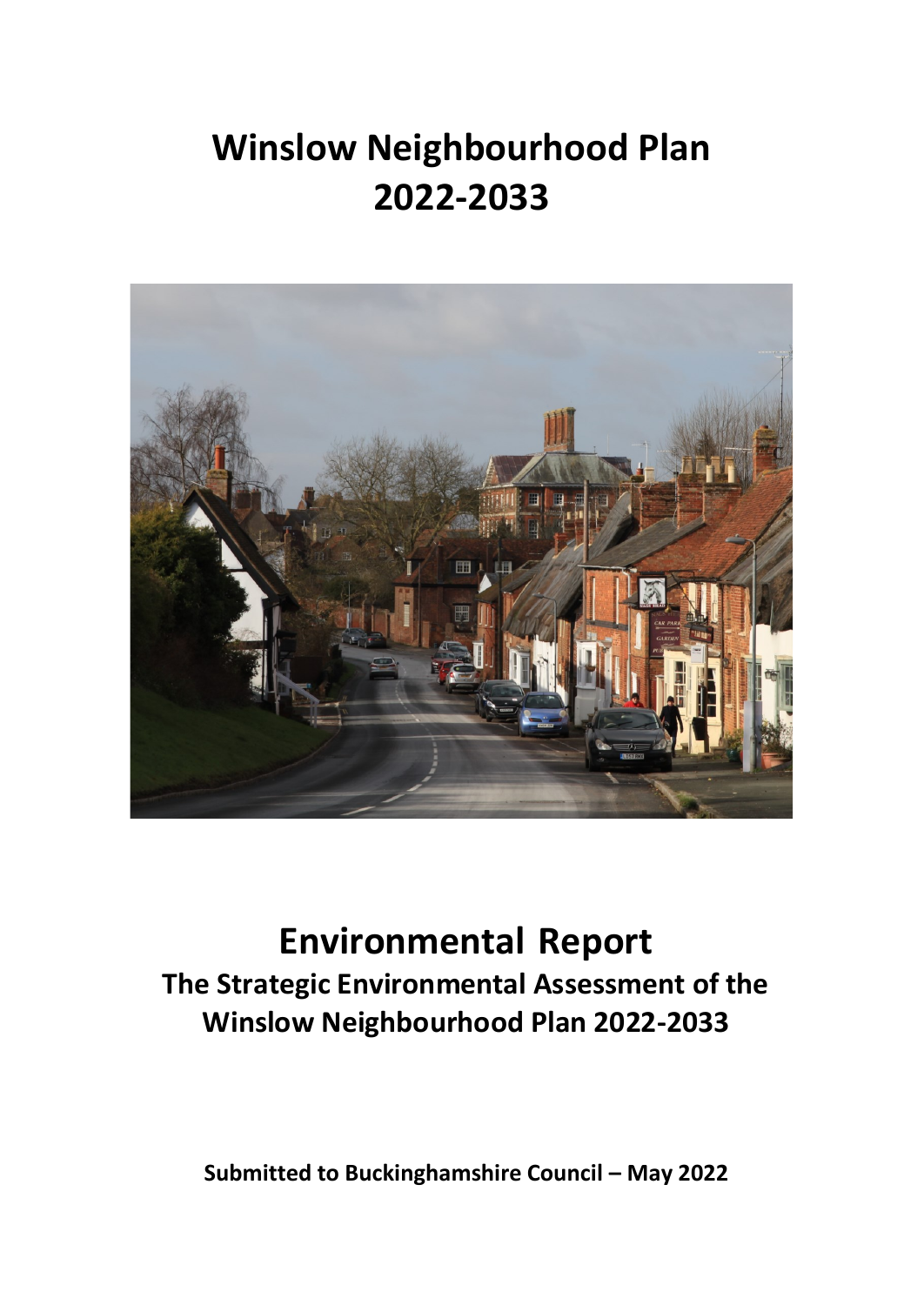# Winslow Neighbourhood Plan 2022-2033

# Environmental Report

## The Strategic Environmental Assessment of the Winslow Neighbourhood Plan 2022-2033

**Submitted to Buckinghamshire Council – May 2022**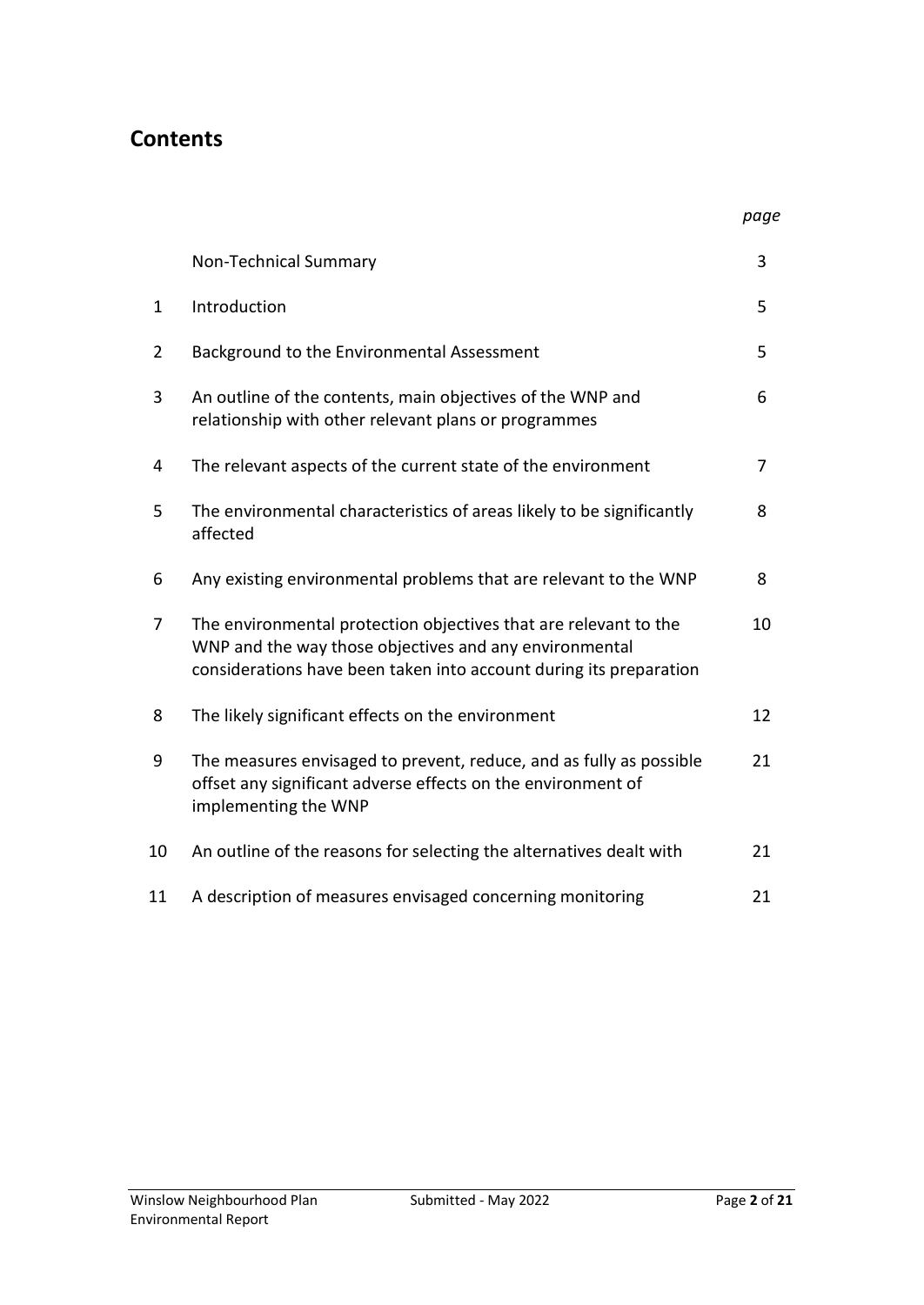## Contents

| | | *page* |
|---|---|---|
| | Non-Technical Summary | 3 |
| 1 | Introduction | 5 |
| 2 | Background to the Environmental Assessment | 5 |
| 3 | An outline of the contents, main objectives of the WNP and relationship with other relevant plans or programmes | 6 |
| 4 | The relevant aspects of the current state of the environment | 7 |
| 5 | The environmental characteristics of areas likely to be significantly affected | 8 |
| 6 | Any existing environmental problems that are relevant to the WNP | 8 |
| 7 | The environmental protection objectives that are relevant to the WNP and the way those objectives and any environmental considerations have been taken into account during its preparation | 10 |
| 8 | The likely significant effects on the environment | 12 |
| 9 | The measures envisaged to prevent, reduce, and as fully as possible offset any significant adverse effects on the environment of implementing the WNP | 21 |
| 10 | An outline of the reasons for selecting the alternatives dealt with | 21 |
| 11 | A description of measures envisaged concerning monitoring | 21 |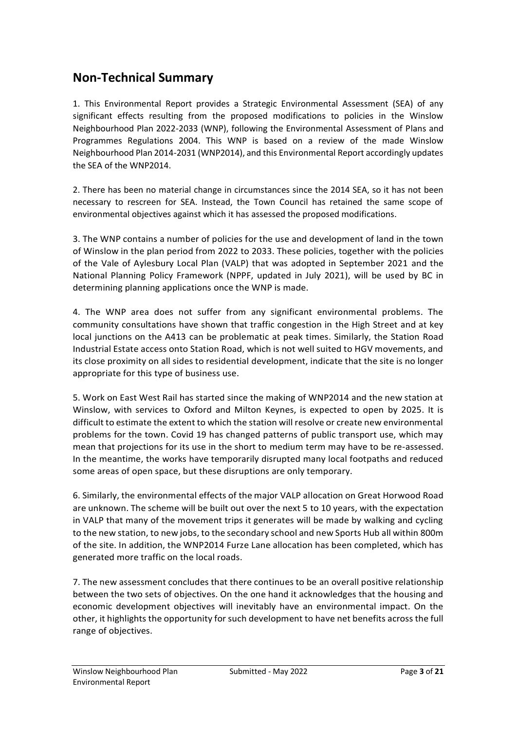## Non-Technical Summary

1. This Environmental Report provides a Strategic Environmental Assessment (SEA) of any significant effects resulting from the proposed modifications to policies in the Winslow Neighbourhood Plan 2022-2033 (WNP), following the Environmental Assessment of Plans and Programmes Regulations 2004. This WNP is based on a review of the made Winslow Neighbourhood Plan 2014-2031 (WNP2014), and this Environmental Report accordingly updates the SEA of the WNP2014.

2. There has been no material change in circumstances since the 2014 SEA, so it has not been necessary to rescreen for SEA. Instead, the Town Council has retained the same scope of environmental objectives against which it has assessed the proposed modifications.

3. The WNP contains a number of policies for the use and development of land in the town of Winslow in the plan period from 2022 to 2033. These policies, together with the policies of the Vale of Aylesbury Local Plan (VALP) that was adopted in September 2021 and the National Planning Policy Framework (NPPF, updated in July 2021), will be used by BC in determining planning applications once the WNP is made.

4. The WNP area does not suffer from any significant environmental problems. The community consultations have shown that traffic congestion in the High Street and at key local junctions on the A413 can be problematic at peak times. Similarly, the Station Road Industrial Estate access onto Station Road, which is not well suited to HGV movements, and its close proximity on all sides to residential development, indicate that the site is no longer appropriate for this type of business use.

5. Work on East West Rail has started since the making of WNP2014 and the new station at Winslow, with services to Oxford and Milton Keynes, is expected to open by 2025. It is difficult to estimate the extent to which the station will resolve or create new environmental problems for the town. Covid 19 has changed patterns of public transport use, which may mean that projections for its use in the short to medium term may have to be re-assessed. In the meantime, the works have temporarily disrupted many local footpaths and reduced some areas of open space, but these disruptions are only temporary.

6. Similarly, the environmental effects of the major VALP allocation on Great Horwood Road are unknown. The scheme will be built out over the next 5 to 10 years, with the expectation in VALP that many of the movement trips it generates will be made by walking and cycling to the new station, to new jobs, to the secondary school and new Sports Hub all within 800m of the site. In addition, the WNP2014 Furze Lane allocation has been completed, which has generated more traffic on the local roads.

7. The new assessment concludes that there continues to be an overall positive relationship between the two sets of objectives. On the one hand it acknowledges that the housing and economic development objectives will inevitably have an environmental impact. On the other, it highlights the opportunity for such development to have net benefits across the full range of objectives.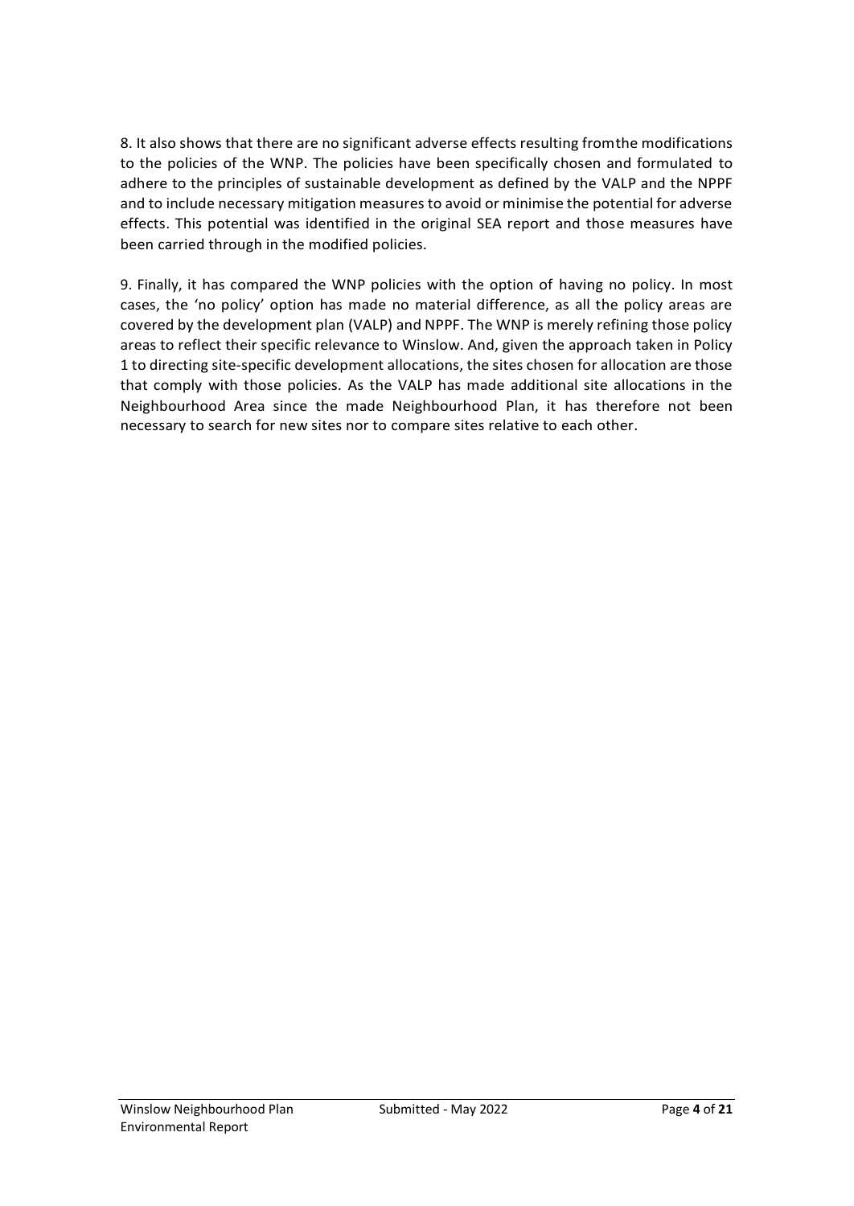8. It also shows that there are no significant adverse effects resulting fromthe modifications to the policies of the WNP. The policies have been specifically chosen and formulated to adhere to the principles of sustainable development as defined by the VALP and the NPPF and to include necessary mitigation measures to avoid or minimise the potential for adverse effects. This potential was identified in the original SEA report and those measures have been carried through in the modified policies.

9. Finally, it has compared the WNP policies with the option of having no policy. In most cases, the 'no policy' option has made no material difference, as all the policy areas are covered by the development plan (VALP) and NPPF. The WNP is merely refining those policy areas to reflect their specific relevance to Winslow. And, given the approach taken in Policy 1 to directing site-specific development allocations, the sites chosen for allocation are those that comply with those policies. As the VALP has made additional site allocations in the Neighbourhood Area since the made Neighbourhood Plan, it has therefore not been necessary to search for new sites nor to compare sites relative to each other.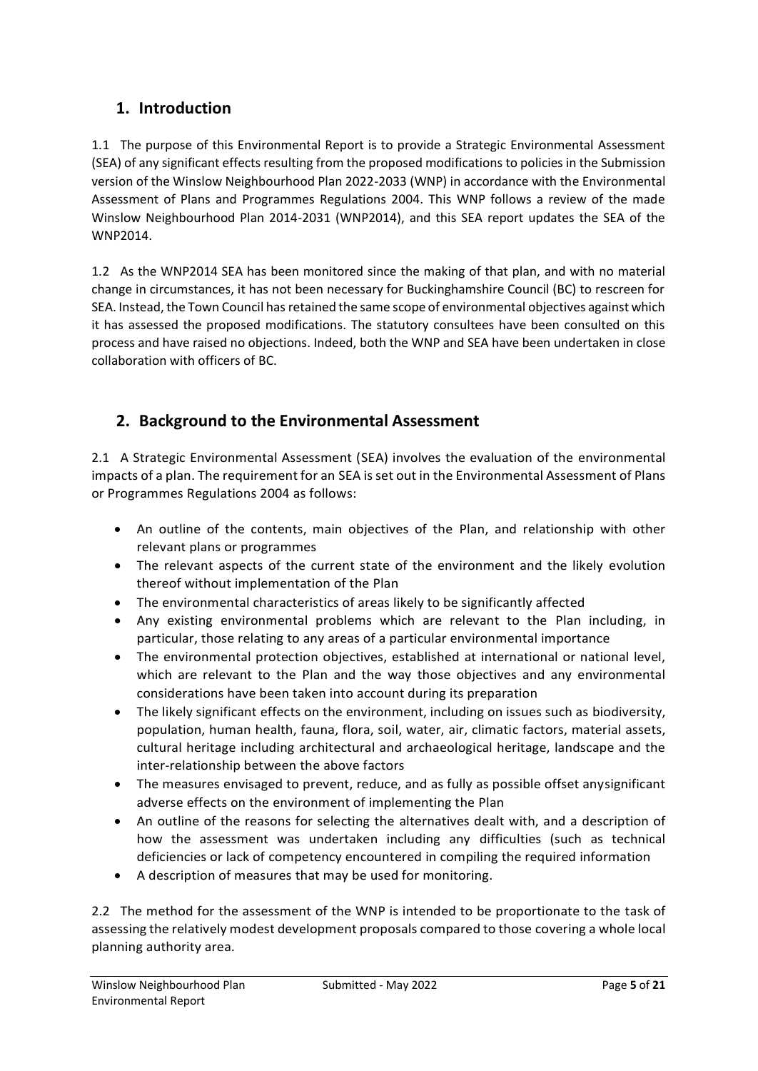## 1. Introduction

1.1 The purpose of this Environmental Report is to provide a Strategic Environmental Assessment (SEA) of any significant effects resulting from the proposed modifications to policies in the Submission version of the Winslow Neighbourhood Plan 2022-2033 (WNP) in accordance with the Environmental Assessment of Plans and Programmes Regulations 2004. This WNP follows a review of the made Winslow Neighbourhood Plan 2014-2031 (WNP2014), and this SEA report updates the SEA of the WNP2014.

1.2 As the WNP2014 SEA has been monitored since the making of that plan, and with no material change in circumstances, it has not been necessary for Buckinghamshire Council (BC) to rescreen for SEA. Instead, the Town Council has retained the same scope of environmental objectives against which it has assessed the proposed modifications. The statutory consultees have been consulted on this process and have raised no objections. Indeed, both the WNP and SEA have been undertaken in close collaboration with officers of BC.

## 2. Background to the Environmental Assessment

2.1 A Strategic Environmental Assessment (SEA) involves the evaluation of the environmental impacts of a plan. The requirement for an SEA is set out in the Environmental Assessment of Plans or Programmes Regulations 2004 as follows:

- An outline of the contents, main objectives of the Plan, and relationship with other relevant plans or programmes
- The relevant aspects of the current state of the environment and the likely evolution thereof without implementation of the Plan
- The environmental characteristics of areas likely to be significantly affected
- Any existing environmental problems which are relevant to the Plan including, in particular, those relating to any areas of a particular environmental importance
- The environmental protection objectives, established at international or national level, which are relevant to the Plan and the way those objectives and any environmental considerations have been taken into account during its preparation
- The likely significant effects on the environment, including on issues such as biodiversity, population, human health, fauna, flora, soil, water, air, climatic factors, material assets, cultural heritage including architectural and archaeological heritage, landscape and the inter-relationship between the above factors
- The measures envisaged to prevent, reduce, and as fully as possible offset anysignificant adverse effects on the environment of implementing the Plan
- An outline of the reasons for selecting the alternatives dealt with, and a description of how the assessment was undertaken including any difficulties (such as technical deficiencies or lack of competency encountered in compiling the required information
- A description of measures that may be used for monitoring.

2.2 The method for the assessment of the WNP is intended to be proportionate to the task of assessing the relatively modest development proposals compared to those covering a whole local planning authority area.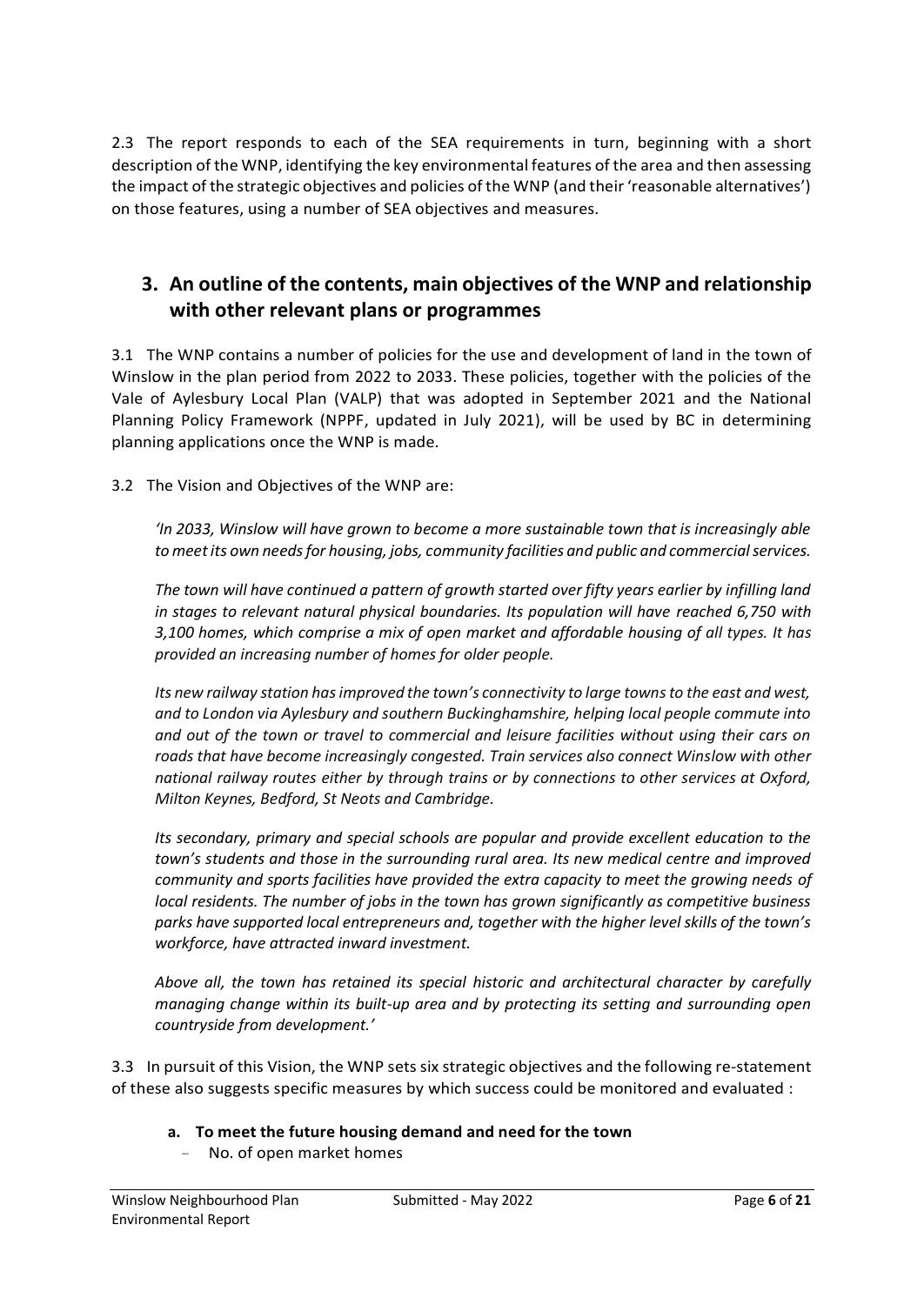2.3 The report responds to each of the SEA requirements in turn, beginning with a short description of the WNP, identifying the key environmental features of the area and then assessing the impact of the strategic objectives and policies of the WNP (and their 'reasonable alternatives') on those features, using a number of SEA objectives and measures.

## 3. An outline of the contents, main objectives of the WNP and relationship with other relevant plans or programmes

3.1 The WNP contains a number of policies for the use and development of land in the town of Winslow in the plan period from 2022 to 2033. These policies, together with the policies of the Vale of Aylesbury Local Plan (VALP) that was adopted in September 2021 and the National Planning Policy Framework (NPPF, updated in July 2021), will be used by BC in determining planning applications once the WNP is made.

3.2 The Vision and Objectives of the WNP are:

*'In 2033, Winslow will have grown to become a more sustainable town that is increasingly able to meet its own needs for housing, jobs, community facilities and public and commercial services.*

*The town will have continued a pattern of growth started over fifty years earlier by infilling land in stages to relevant natural physical boundaries. Its population will have reached 6,750 with 3,100 homes, which comprise a mix of open market and affordable housing of all types. It has provided an increasing number of homes for older people.*

*Its new railway station has improved the town's connectivity to large towns to the east and west, and to London via Aylesbury and southern Buckinghamshire, helping local people commute into and out of the town or travel to commercial and leisure facilities without using their cars on roads that have become increasingly congested. Train services also connect Winslow with other national railway routes either by through trains or by connections to other services at Oxford, Milton Keynes, Bedford, St Neots and Cambridge.*

*Its secondary, primary and special schools are popular and provide excellent education to the town's students and those in the surrounding rural area. Its new medical centre and improved community and sports facilities have provided the extra capacity to meet the growing needs of local residents. The number of jobs in the town has grown significantly as competitive business parks have supported local entrepreneurs and, together with the higher level skills of the town's workforce, have attracted inward investment.*

*Above all, the town has retained its special historic and architectural character by carefully managing change within its built-up area and by protecting its setting and surrounding open countryside from development.'*

3.3 In pursuit of this Vision, the WNP sets six strategic objectives and the following re-statement of these also suggests specific measures by which success could be monitored and evaluated :

**a. To meet the future housing demand and need for the town**

- No. of open market homes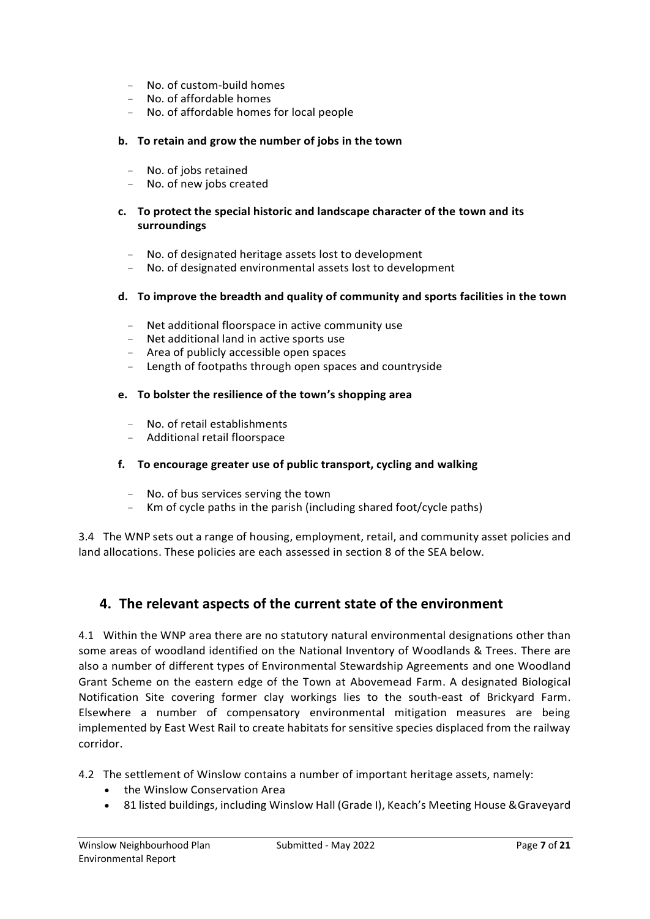- No. of custom-build homes
- No. of affordable homes
- No. of affordable homes for local people

**b. To retain and grow the number of jobs in the town**

- No. of jobs retained
- No. of new jobs created

**c. To protect the special historic and landscape character of the town and its surroundings**

- No. of designated heritage assets lost to development
- No. of designated environmental assets lost to development

**d. To improve the breadth and quality of community and sports facilities in the town**

- Net additional floorspace in active community use
- Net additional land in active sports use
- Area of publicly accessible open spaces
- Length of footpaths through open spaces and countryside

**e. To bolster the resilience of the town's shopping area**

- No. of retail establishments
- Additional retail floorspace

**f. To encourage greater use of public transport, cycling and walking**

- No. of bus services serving the town
- Km of cycle paths in the parish (including shared foot/cycle paths)

3.4 The WNP sets out a range of housing, employment, retail, and community asset policies and land allocations. These policies are each assessed in section 8 of the SEA below.

## 4. The relevant aspects of the current state of the environment

4.1 Within the WNP area there are no statutory natural environmental designations other than some areas of woodland identified on the National Inventory of Woodlands & Trees. There are also a number of different types of Environmental Stewardship Agreements and one Woodland Grant Scheme on the eastern edge of the Town at Abovemead Farm. A designated Biological Notification Site covering former clay workings lies to the south-east of Brickyard Farm. Elsewhere a number of compensatory environmental mitigation measures are being implemented by East West Rail to create habitats for sensitive species displaced from the railway corridor.

4.2 The settlement of Winslow contains a number of important heritage assets, namely:

- the Winslow Conservation Area
- 81 listed buildings, including Winslow Hall (Grade I), Keach's Meeting House & Graveyard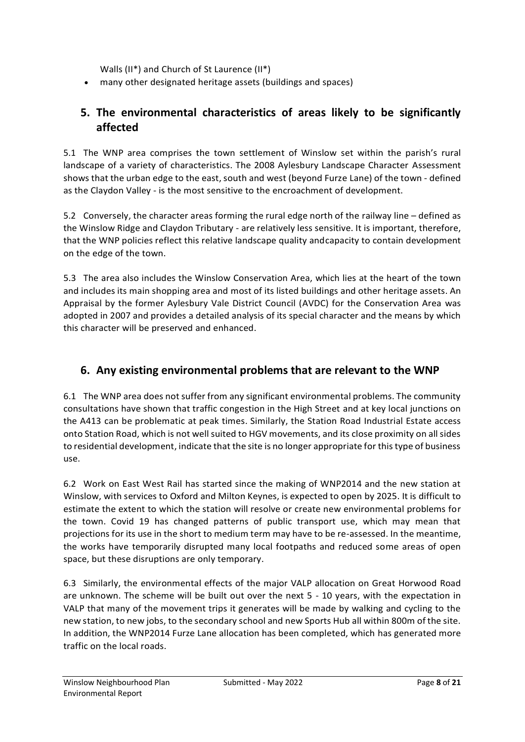Walls (II*) and Church of St Laurence (II*)

- many other designated heritage assets (buildings and spaces)

## 5. The environmental characteristics of areas likely to be significantly affected

5.1 The WNP area comprises the town settlement of Winslow set within the parish's rural landscape of a variety of characteristics. The 2008 Aylesbury Landscape Character Assessment shows that the urban edge to the east, south and west (beyond Furze Lane) of the town - defined as the Claydon Valley - is the most sensitive to the encroachment of development.

5.2 Conversely, the character areas forming the rural edge north of the railway line – defined as the Winslow Ridge and Claydon Tributary - are relatively less sensitive. It is important, therefore, that the WNP policies reflect this relative landscape quality andcapacity to contain development on the edge of the town.

5.3 The area also includes the Winslow Conservation Area, which lies at the heart of the town and includes its main shopping area and most of its listed buildings and other heritage assets. An Appraisal by the former Aylesbury Vale District Council (AVDC) for the Conservation Area was adopted in 2007 and provides a detailed analysis of its special character and the means by which this character will be preserved and enhanced.

## 6. Any existing environmental problems that are relevant to the WNP

6.1 The WNP area does not suffer from any significant environmental problems. The community consultations have shown that traffic congestion in the High Street and at key local junctions on the A413 can be problematic at peak times. Similarly, the Station Road Industrial Estate access onto Station Road, which is not well suited to HGV movements, and its close proximity on all sides to residential development, indicate that the site is no longer appropriate for this type of business use.

6.2 Work on East West Rail has started since the making of WNP2014 and the new station at Winslow, with services to Oxford and Milton Keynes, is expected to open by 2025. It is difficult to estimate the extent to which the station will resolve or create new environmental problems for the town. Covid 19 has changed patterns of public transport use, which may mean that projections for its use in the short to medium term may have to be re-assessed. In the meantime, the works have temporarily disrupted many local footpaths and reduced some areas of open space, but these disruptions are only temporary.

6.3 Similarly, the environmental effects of the major VALP allocation on Great Horwood Road are unknown. The scheme will be built out over the next 5 - 10 years, with the expectation in VALP that many of the movement trips it generates will be made by walking and cycling to the new station, to new jobs, to the secondary school and new Sports Hub all within 800m of the site. In addition, the WNP2014 Furze Lane allocation has been completed, which has generated more traffic on the local roads.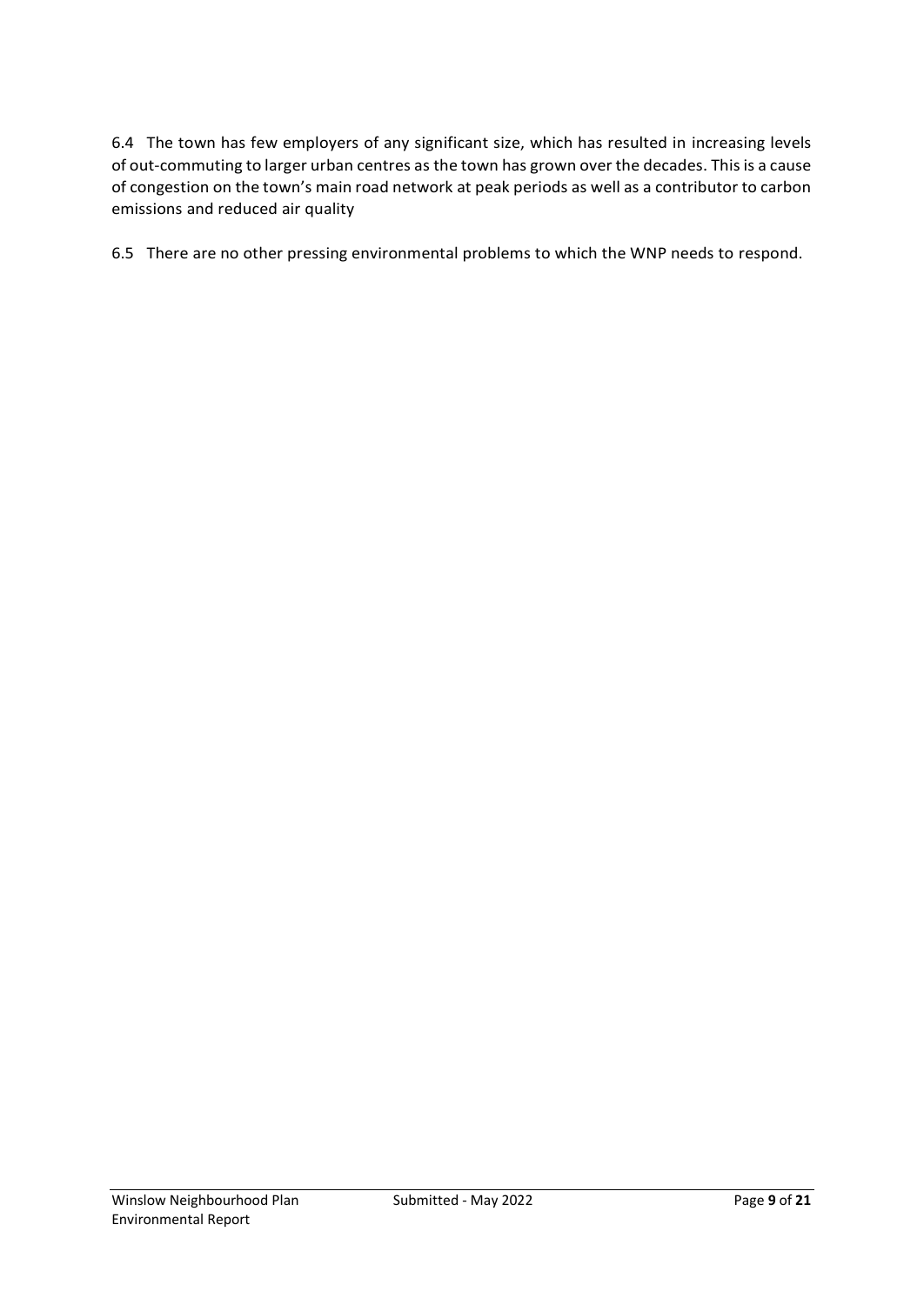6.4 The town has few employers of any significant size, which has resulted in increasing levels of out-commuting to larger urban centres as the town has grown over the decades. This is a cause of congestion on the town's main road network at peak periods as well as a contributor to carbon emissions and reduced air quality

6.5 There are no other pressing environmental problems to which the WNP needs to respond.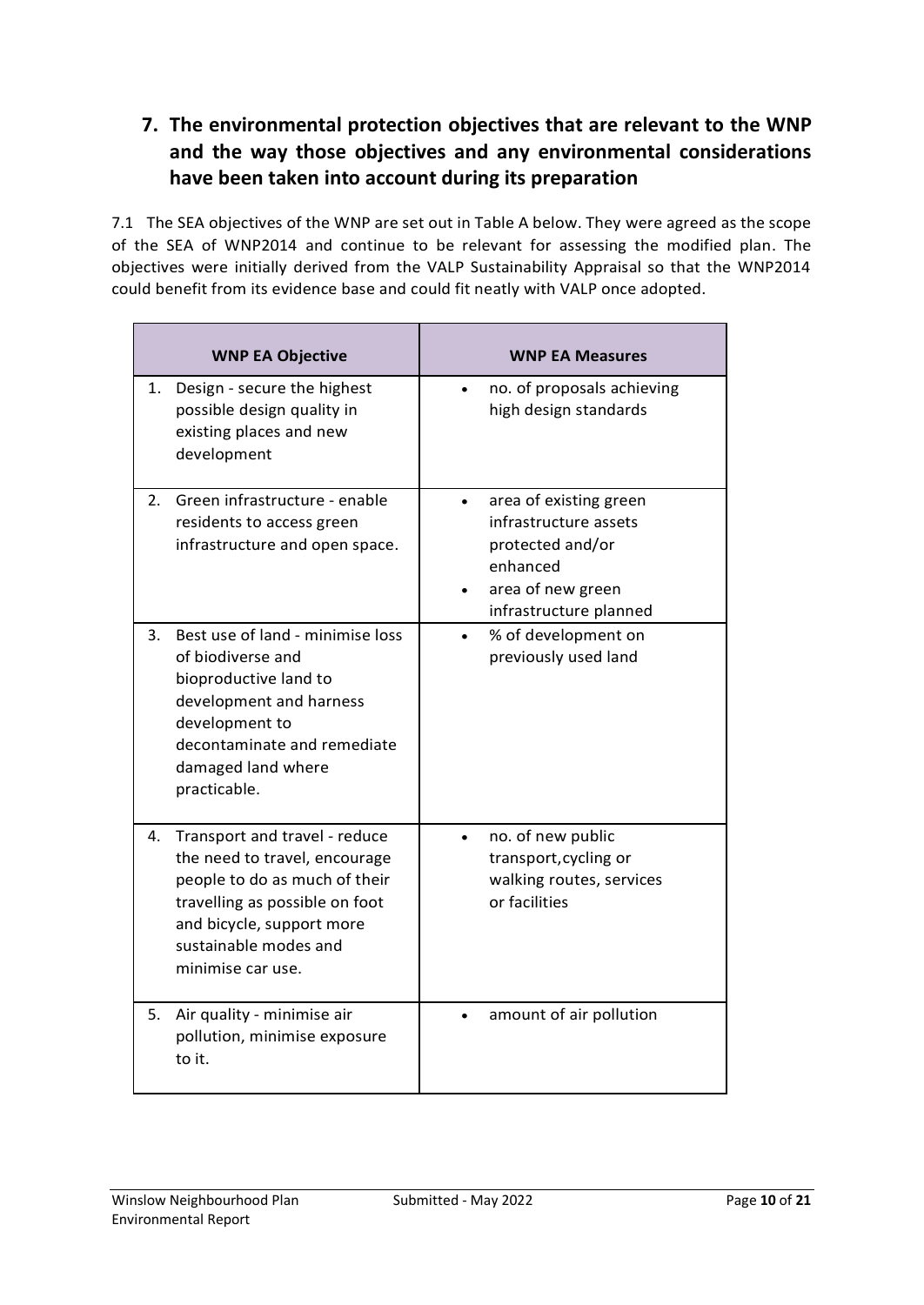## 7. The environmental protection objectives that are relevant to the WNP and the way those objectives and any environmental considerations have been taken into account during its preparation

7.1 The SEA objectives of the WNP are set out in Table A below. They were agreed as the scope of the SEA of WNP2014 and continue to be relevant for assessing the modified plan. The objectives were initially derived from the VALP Sustainability Appraisal so that the WNP2014 could benefit from its evidence base and could fit neatly with VALP once adopted.

| WNP EA Objective | WNP EA Measures |
|---|---|
| 1. Design - secure the highest possible design quality in existing places and new development | • no. of proposals achieving high design standards |
| 2. Green infrastructure - enable residents to access green infrastructure and open space. | • area of existing green infrastructure assets protected and/or enhanced<br>• area of new green infrastructure planned |
| 3. Best use of land - minimise loss of biodiverse and bioproductive land to development and harness development to decontaminate and remediate damaged land where practicable. | • % of development on previously used land |
| 4. Transport and travel - reduce the need to travel, encourage people to do as much of their travelling as possible on foot and bicycle, support more sustainable modes and minimise car use. | • no. of new public transport,cycling or walking routes, services or facilities |
| 5. Air quality - minimise air pollution, minimise exposure to it. | • amount of air pollution |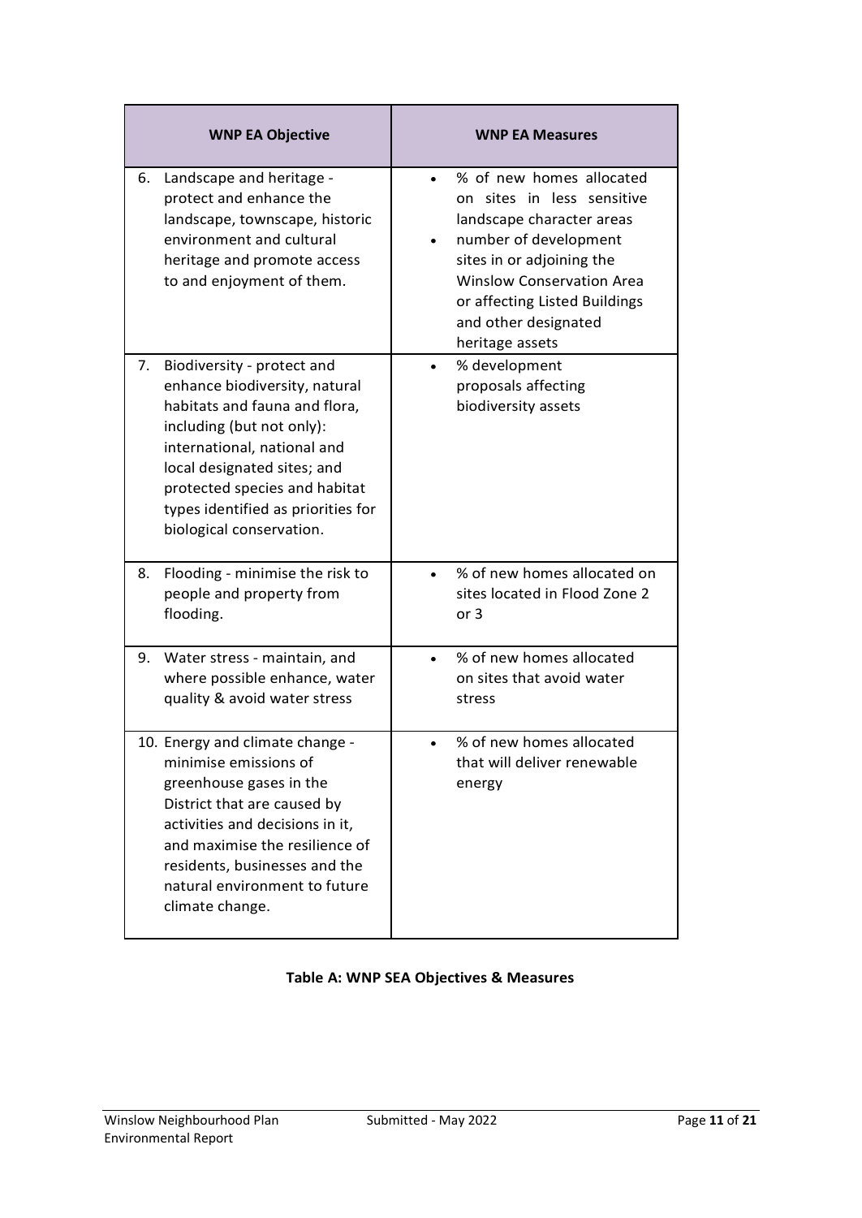| WNP EA Objective | WNP EA Measures |
|---|---|
| 6. Landscape and heritage - protect and enhance the landscape, townscape, historic environment and cultural heritage and promote access to and enjoyment of them. | • % of new homes allocated on sites in less sensitive landscape character areas<br>• number of development sites in or adjoining the Winslow Conservation Area or affecting Listed Buildings and other designated heritage assets |
| 7. Biodiversity - protect and enhance biodiversity, natural habitats and fauna and flora, including (but not only): international, national and local designated sites; and protected species and habitat types identified as priorities for biological conservation. | • % development proposals affecting biodiversity assets |
| 8. Flooding - minimise the risk to people and property from flooding. | • % of new homes allocated on sites located in Flood Zone 2 or 3 |
| 9. Water stress - maintain, and where possible enhance, water quality & avoid water stress | • % of new homes allocated on sites that avoid water stress |
| 10. Energy and climate change - minimise emissions of greenhouse gases in the District that are caused by activities and decisions in it, and maximise the resilience of residents, businesses and the natural environment to future climate change. | • % of new homes allocated that will deliver renewable energy |

**Table A: WNP SEA Objectives & Measures**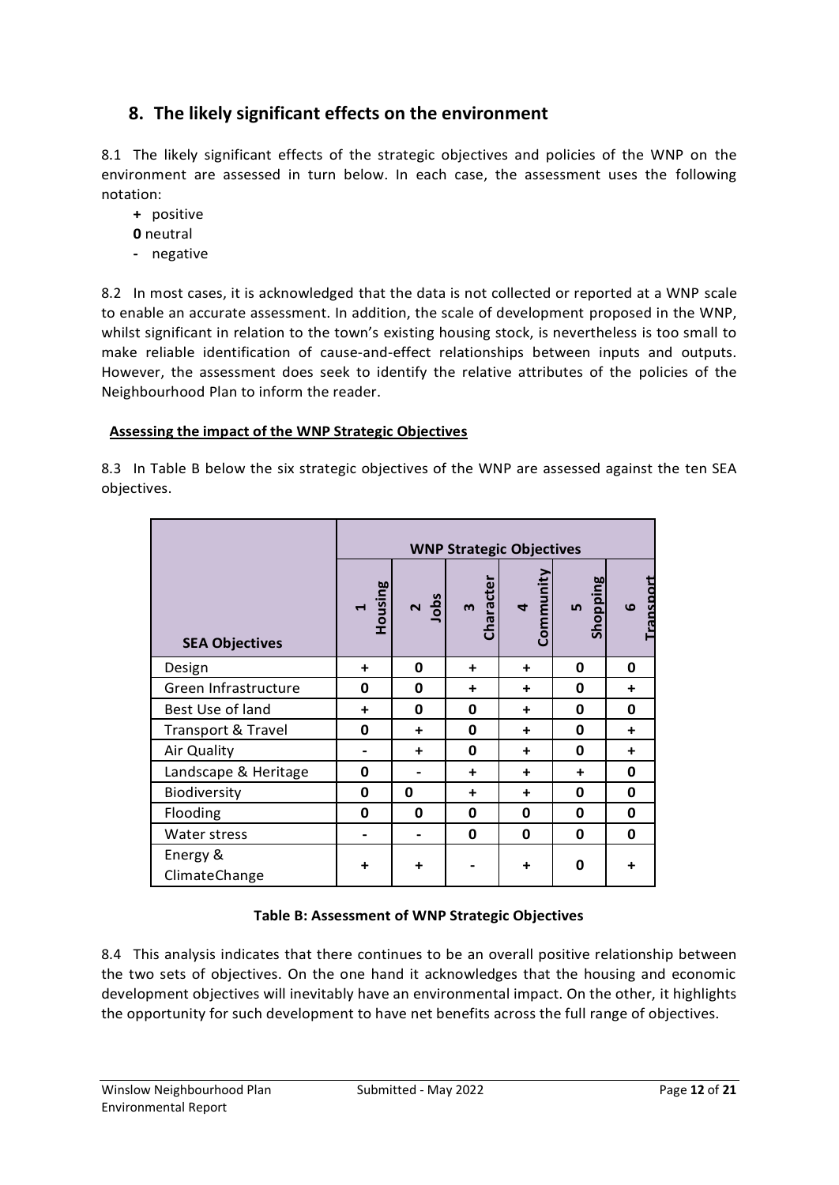## 8. The likely significant effects on the environment

8.1 The likely significant effects of the strategic objectives and policies of the WNP on the environment are assessed in turn below. In each case, the assessment uses the following notation:

- **+** positive
- **0** neutral
- **-** negative

8.2 In most cases, it is acknowledged that the data is not collected or reported at a WNP scale to enable an accurate assessment. In addition, the scale of development proposed in the WNP, whilst significant in relation to the town's existing housing stock, is nevertheless is too small to make reliable identification of cause-and-effect relationships between inputs and outputs. However, the assessment does seek to identify the relative attributes of the policies of the Neighbourhood Plan to inform the reader.

**Assessing the impact of the WNP Strategic Objectives**

8.3 In Table B below the six strategic objectives of the WNP are assessed against the ten SEA objectives.

| | WNP Strategic Objectives | | | | | |
|---|---|---|---|---|---|---|
| **SEA Objectives** | **1 Housing** | **2 Jobs** | **3 Character** | **4 Community** | **5 Shopping** | **6 Transport** |
| Design | + | 0 | + | + | 0 | 0 |
| Green Infrastructure | 0 | 0 | + | + | 0 | + |
| Best Use of land | + | 0 | 0 | + | 0 | 0 |
| Transport & Travel | 0 | + | 0 | + | 0 | + |
| Air Quality | - | + | 0 | + | 0 | + |
| Landscape & Heritage | 0 | - | + | + | + | 0 |
| Biodiversity | 0 | 0 | + | + | 0 | 0 |
| Flooding | 0 | 0 | 0 | 0 | 0 | 0 |
| Water stress | - | - | 0 | 0 | 0 | 0 |
| Energy & ClimateChange | + | + | - | + | 0 | + |

**Table B: Assessment of WNP Strategic Objectives**

8.4 This analysis indicates that there continues to be an overall positive relationship between the two sets of objectives. On the one hand it acknowledges that the housing and economic development objectives will inevitably have an environmental impact. On the other, it highlights the opportunity for such development to have net benefits across the full range of objectives.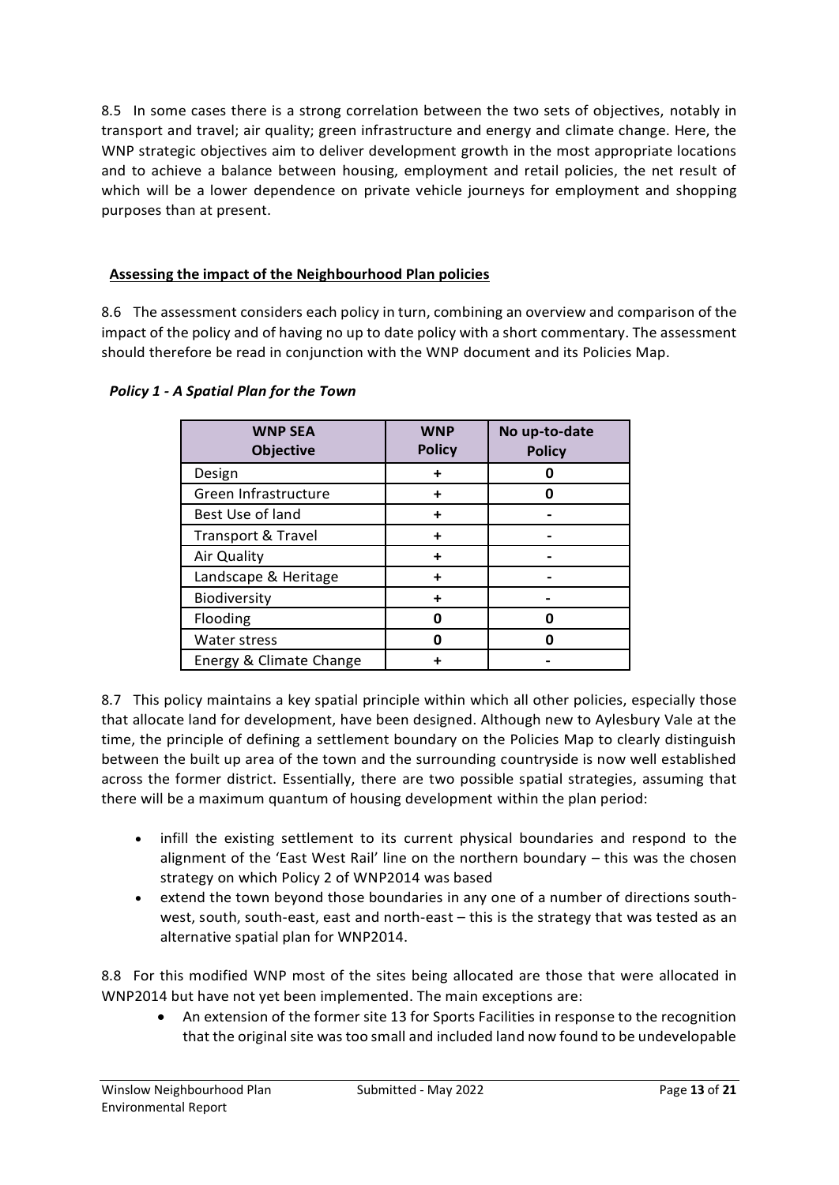8.5 In some cases there is a strong correlation between the two sets of objectives, notably in transport and travel; air quality; green infrastructure and energy and climate change. Here, the WNP strategic objectives aim to deliver development growth in the most appropriate locations and to achieve a balance between housing, employment and retail policies, the net result of which will be a lower dependence on private vehicle journeys for employment and shopping purposes than at present.

## Assessing the impact of the Neighbourhood Plan policies

8.6 The assessment considers each policy in turn, combining an overview and comparison of the impact of the policy and of having no up to date policy with a short commentary. The assessment should therefore be read in conjunction with the WNP document and its Policies Map.

### *Policy 1 - A Spatial Plan for the Town*

| WNP SEA Objective | WNP Policy | No up-to-date Policy |
|---|---|---|
| Design | + | 0 |
| Green Infrastructure | + | 0 |
| Best Use of land | + | - |
| Transport & Travel | + | - |
| Air Quality | + | - |
| Landscape & Heritage | + | - |
| Biodiversity | + | - |
| Flooding | 0 | 0 |
| Water stress | 0 | 0 |
| Energy & Climate Change | + | - |

8.7 This policy maintains a key spatial principle within which all other policies, especially those that allocate land for development, have been designed. Although new to Aylesbury Vale at the time, the principle of defining a settlement boundary on the Policies Map to clearly distinguish between the built up area of the town and the surrounding countryside is now well established across the former district. Essentially, there are two possible spatial strategies, assuming that there will be a maximum quantum of housing development within the plan period:

- infill the existing settlement to its current physical boundaries and respond to the alignment of the 'East West Rail' line on the northern boundary – this was the chosen strategy on which Policy 2 of WNP2014 was based
- extend the town beyond those boundaries in any one of a number of directions south-west, south, south-east, east and north-east – this is the strategy that was tested as an alternative spatial plan for WNP2014.

8.8 For this modified WNP most of the sites being allocated are those that were allocated in WNP2014 but have not yet been implemented. The main exceptions are:

- An extension of the former site 13 for Sports Facilities in response to the recognition that the original site was too small and included land now found to be undevelopable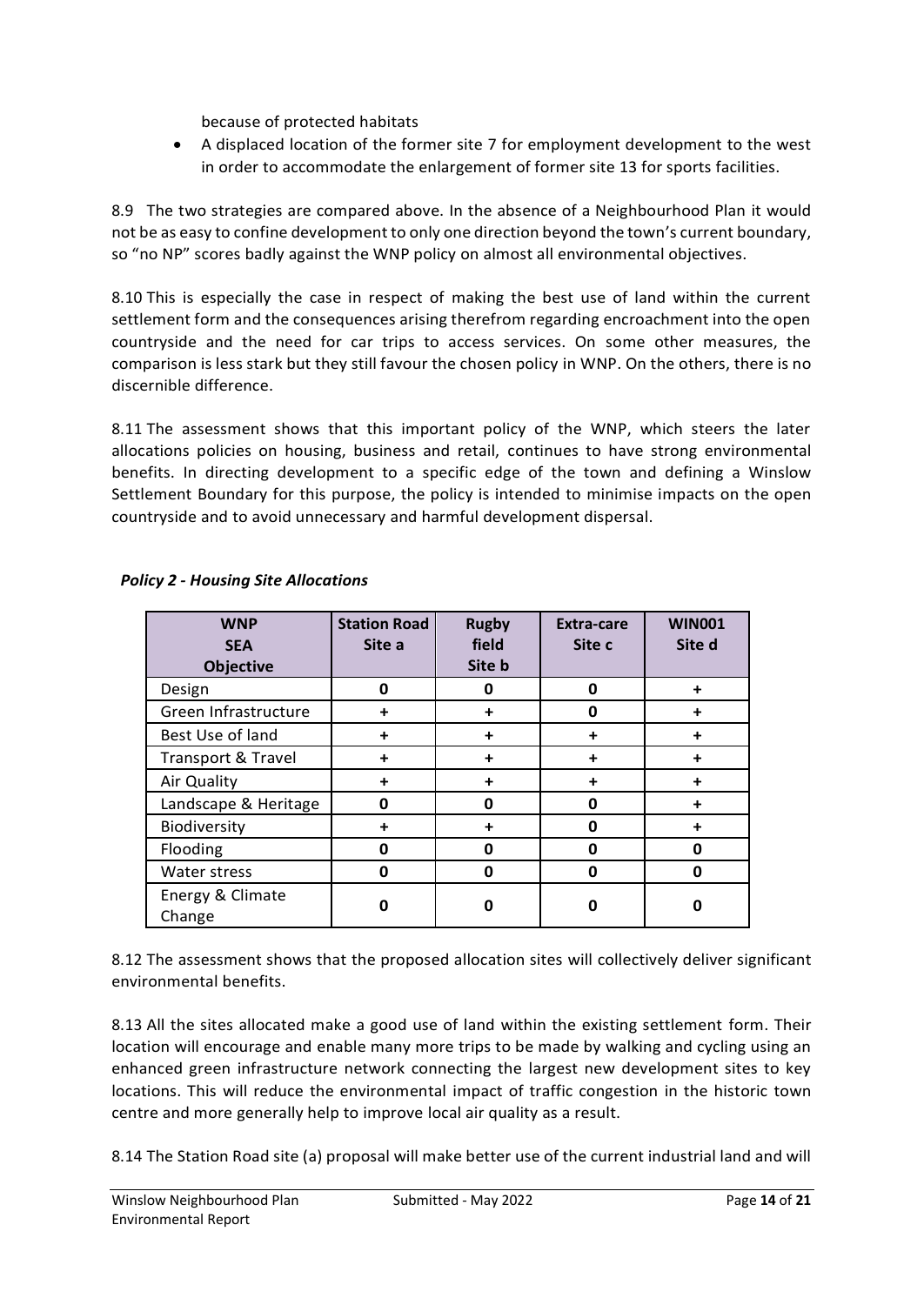because of protected habitats

- A displaced location of the former site 7 for employment development to the west in order to accommodate the enlargement of former site 13 for sports facilities.

8.9 The two strategies are compared above. In the absence of a Neighbourhood Plan it would not be as easy to confine development to only one direction beyond the town's current boundary, so "no NP" scores badly against the WNP policy on almost all environmental objectives.

8.10 This is especially the case in respect of making the best use of land within the current settlement form and the consequences arising therefrom regarding encroachment into the open countryside and the need for car trips to access services. On some other measures, the comparison is less stark but they still favour the chosen policy in WNP. On the others, there is no discernible difference.

8.11 The assessment shows that this important policy of the WNP, which steers the later allocations policies on housing, business and retail, continues to have strong environmental benefits. In directing development to a specific edge of the town and defining a Winslow Settlement Boundary for this purpose, the policy is intended to minimise impacts on the open countryside and to avoid unnecessary and harmful development dispersal.

***Policy 2 - Housing Site Allocations***

| WNP SEA Objective | Station Road Site a | Rugby field Site b | Extra-care Site c | WIN001 Site d |
|---|---|---|---|---|
| Design | 0 | 0 | 0 | + |
| Green Infrastructure | + | + | 0 | + |
| Best Use of land | + | + | + | + |
| Transport & Travel | + | + | + | + |
| Air Quality | + | + | + | + |
| Landscape & Heritage | 0 | 0 | 0 | + |
| Biodiversity | + | + | 0 | + |
| Flooding | 0 | 0 | 0 | 0 |
| Water stress | 0 | 0 | 0 | 0 |
| Energy & Climate Change | 0 | 0 | 0 | 0 |

8.12 The assessment shows that the proposed allocation sites will collectively deliver significant environmental benefits.

8.13 All the sites allocated make a good use of land within the existing settlement form. Their location will encourage and enable many more trips to be made by walking and cycling using an enhanced green infrastructure network connecting the largest new development sites to key locations. This will reduce the environmental impact of traffic congestion in the historic town centre and more generally help to improve local air quality as a result.

8.14 The Station Road site (a) proposal will make better use of the current industrial land and will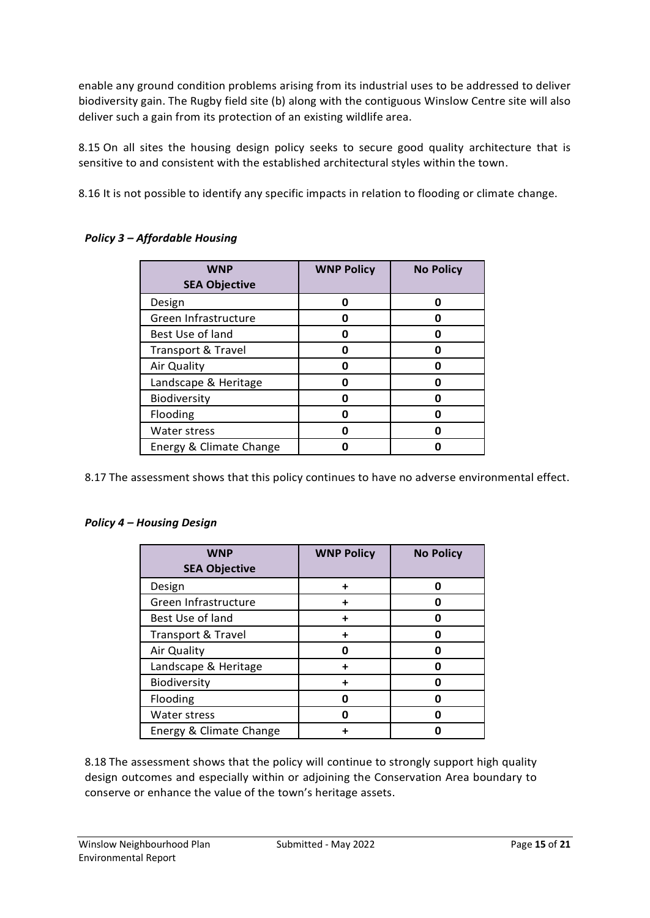enable any ground condition problems arising from its industrial uses to be addressed to deliver biodiversity gain. The Rugby field site (b) along with the contiguous Winslow Centre site will also deliver such a gain from its protection of an existing wildlife area.

8.15 On all sites the housing design policy seeks to secure good quality architecture that is sensitive to and consistent with the established architectural styles within the town.

8.16 It is not possible to identify any specific impacts in relation to flooding or climate change.

### *Policy 3 – Affordable Housing*

| WNP SEA Objective | WNP Policy | No Policy |
|---|---|---|
| Design | 0 | 0 |
| Green Infrastructure | 0 | 0 |
| Best Use of land | 0 | 0 |
| Transport & Travel | 0 | 0 |
| Air Quality | 0 | 0 |
| Landscape & Heritage | 0 | 0 |
| Biodiversity | 0 | 0 |
| Flooding | 0 | 0 |
| Water stress | 0 | 0 |
| Energy & Climate Change | 0 | 0 |

8.17 The assessment shows that this policy continues to have no adverse environmental effect.

### *Policy 4 – Housing Design*

| WNP SEA Objective | WNP Policy | No Policy |
|---|---|---|
| Design | + | 0 |
| Green Infrastructure | + | 0 |
| Best Use of land | + | 0 |
| Transport & Travel | + | 0 |
| Air Quality | 0 | 0 |
| Landscape & Heritage | + | 0 |
| Biodiversity | + | 0 |
| Flooding | 0 | 0 |
| Water stress | 0 | 0 |
| Energy & Climate Change | + | 0 |

8.18 The assessment shows that the policy will continue to strongly support high quality design outcomes and especially within or adjoining the Conservation Area boundary to conserve or enhance the value of the town's heritage assets.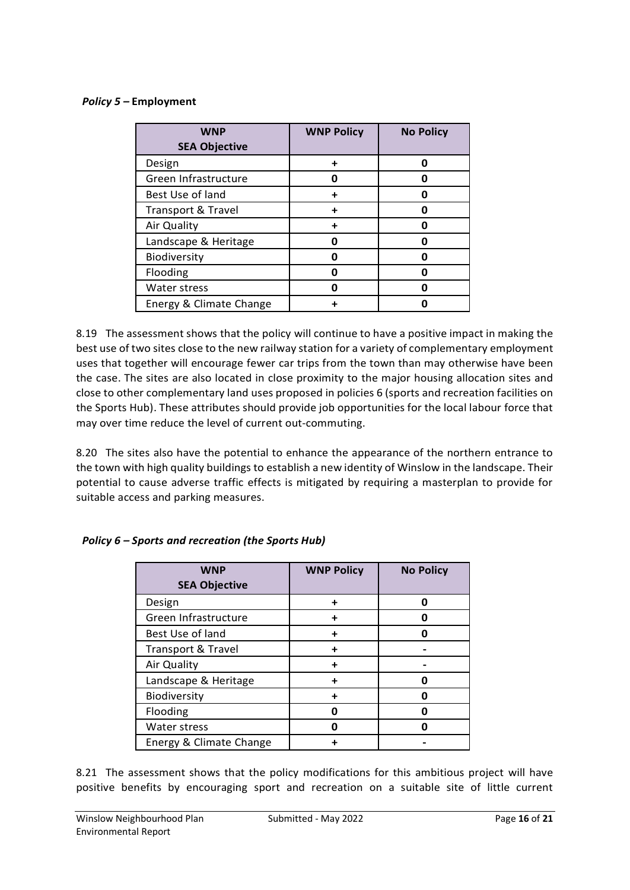***Policy 5* – Employment**

| WNP SEA Objective | WNP Policy | No Policy |
|---|---|---|
| Design | **+** | **0** |
| Green Infrastructure | **0** | **0** |
| Best Use of land | **+** | **0** |
| Transport & Travel | **+** | **0** |
| Air Quality | **+** | **0** |
| Landscape & Heritage | **0** | **0** |
| Biodiversity | **0** | **0** |
| Flooding | **0** | **0** |
| Water stress | **0** | **0** |
| Energy & Climate Change | **+** | **0** |

8.19 The assessment shows that the policy will continue to have a positive impact in making the best use of two sites close to the new railway station for a variety of complementary employment uses that together will encourage fewer car trips from the town than may otherwise have been the case. The sites are also located in close proximity to the major housing allocation sites and close to other complementary land uses proposed in policies 6 (sports and recreation facilities on the Sports Hub). These attributes should provide job opportunities for the local labour force that may over time reduce the level of current out-commuting.

8.20 The sites also have the potential to enhance the appearance of the northern entrance to the town with high quality buildings to establish a new identity of Winslow in the landscape. Their potential to cause adverse traffic effects is mitigated by requiring a masterplan to provide for suitable access and parking measures.

***Policy 6 – Sports and recreation (the Sports Hub)***

| WNP SEA Objective | WNP Policy | No Policy |
|---|---|---|
| Design | **+** | **0** |
| Green Infrastructure | **+** | **0** |
| Best Use of land | **+** | **0** |
| Transport & Travel | **+** | **-** |
| Air Quality | **+** | **-** |
| Landscape & Heritage | **+** | **0** |
| Biodiversity | **+** | **0** |
| Flooding | **0** | **0** |
| Water stress | **0** | **0** |
| Energy & Climate Change | **+** | **-** |

8.21 The assessment shows that the policy modifications for this ambitious project will have positive benefits by encouraging sport and recreation on a suitable site of little current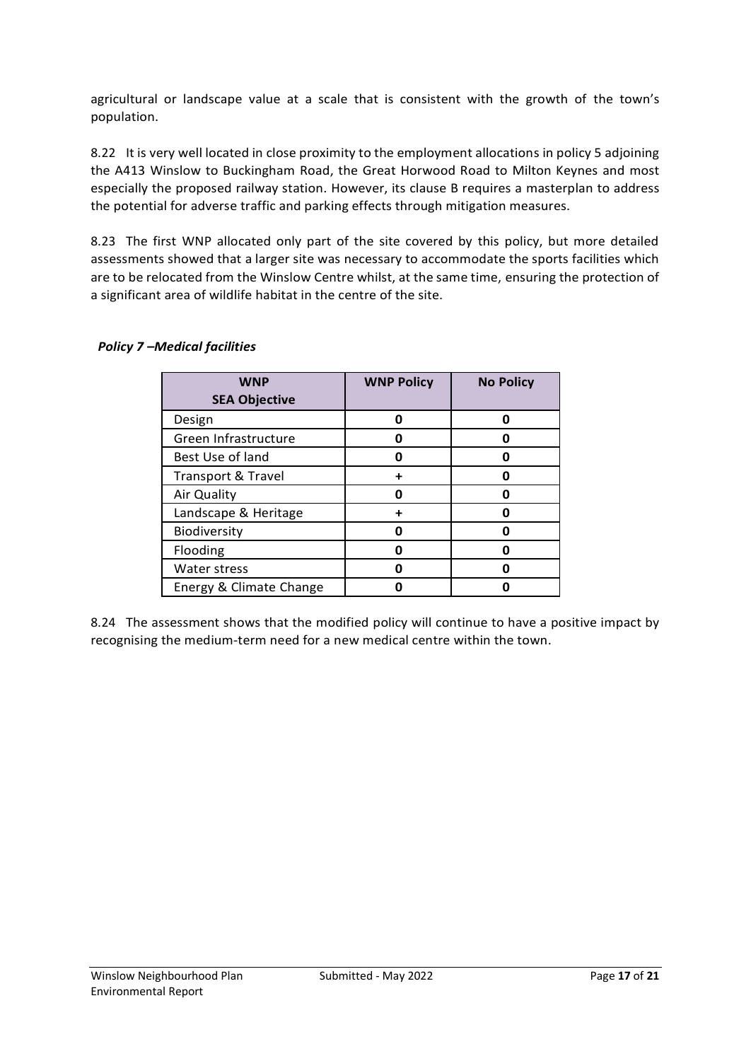agricultural or landscape value at a scale that is consistent with the growth of the town's population.

8.22 It is very well located in close proximity to the employment allocations in policy 5 adjoining the A413 Winslow to Buckingham Road, the Great Horwood Road to Milton Keynes and most especially the proposed railway station. However, its clause B requires a masterplan to address the potential for adverse traffic and parking effects through mitigation measures.

8.23 The first WNP allocated only part of the site covered by this policy, but more detailed assessments showed that a larger site was necessary to accommodate the sports facilities which are to be relocated from the Winslow Centre whilst, at the same time, ensuring the protection of a significant area of wildlife habitat in the centre of the site.

***Policy 7 –Medical facilities***

| WNP SEA Objective | WNP Policy | No Policy |
|---|---|---|
| Design | 0 | 0 |
| Green Infrastructure | 0 | 0 |
| Best Use of land | 0 | 0 |
| Transport & Travel | + | 0 |
| Air Quality | 0 | 0 |
| Landscape & Heritage | + | 0 |
| Biodiversity | 0 | 0 |
| Flooding | 0 | 0 |
| Water stress | 0 | 0 |
| Energy & Climate Change | 0 | 0 |

8.24 The assessment shows that the modified policy will continue to have a positive impact by recognising the medium-term need for a new medical centre within the town.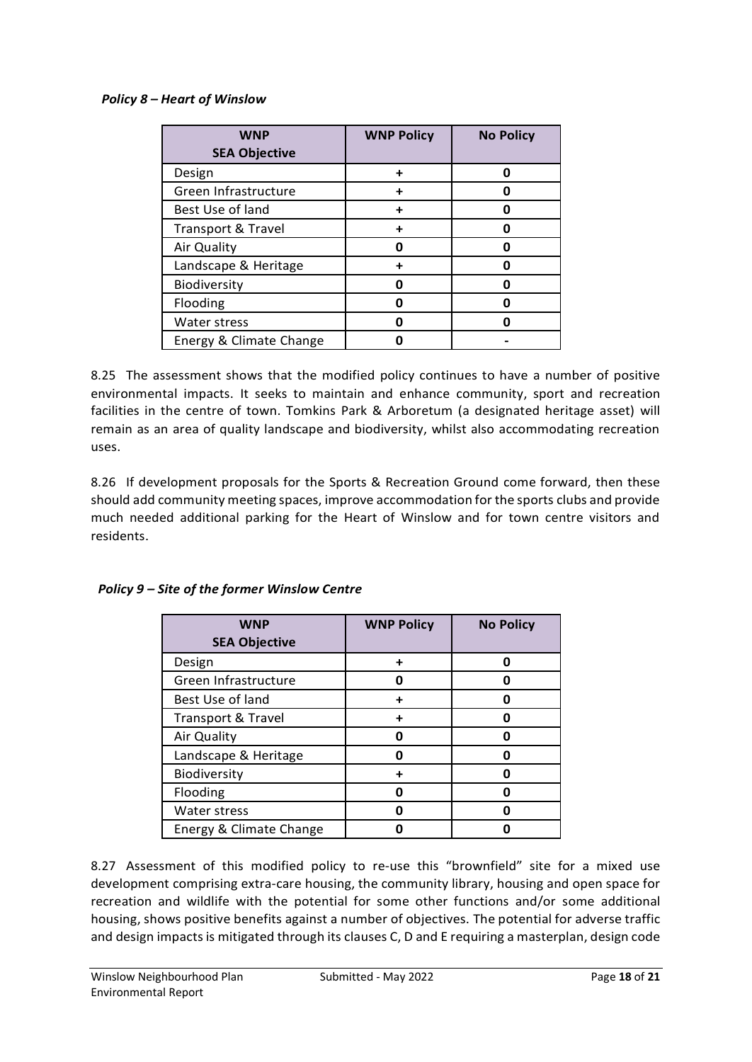*Policy 8 – Heart of Winslow*

| WNP SEA Objective | WNP Policy | No Policy |
|---|---|---|
| Design | + | 0 |
| Green Infrastructure | + | 0 |
| Best Use of land | + | 0 |
| Transport & Travel | + | 0 |
| Air Quality | 0 | 0 |
| Landscape & Heritage | + | 0 |
| Biodiversity | 0 | 0 |
| Flooding | 0 | 0 |
| Water stress | 0 | 0 |
| Energy & Climate Change | 0 | - |

8.25 The assessment shows that the modified policy continues to have a number of positive environmental impacts. It seeks to maintain and enhance community, sport and recreation facilities in the centre of town. Tomkins Park & Arboretum (a designated heritage asset) will remain as an area of quality landscape and biodiversity, whilst also accommodating recreation uses.

8.26 If development proposals for the Sports & Recreation Ground come forward, then these should add community meeting spaces, improve accommodation for the sports clubs and provide much needed additional parking for the Heart of Winslow and for town centre visitors and residents.

*Policy 9 – Site of the former Winslow Centre*

| WNP SEA Objective | WNP Policy | No Policy |
|---|---|---|
| Design | + | 0 |
| Green Infrastructure | 0 | 0 |
| Best Use of land | + | 0 |
| Transport & Travel | + | 0 |
| Air Quality | 0 | 0 |
| Landscape & Heritage | 0 | 0 |
| Biodiversity | + | 0 |
| Flooding | 0 | 0 |
| Water stress | 0 | 0 |
| Energy & Climate Change | 0 | 0 |

8.27 Assessment of this modified policy to re-use this "brownfield" site for a mixed use development comprising extra-care housing, the community library, housing and open space for recreation and wildlife with the potential for some other functions and/or some additional housing, shows positive benefits against a number of objectives. The potential for adverse traffic and design impacts is mitigated through its clauses C, D and E requiring a masterplan, design code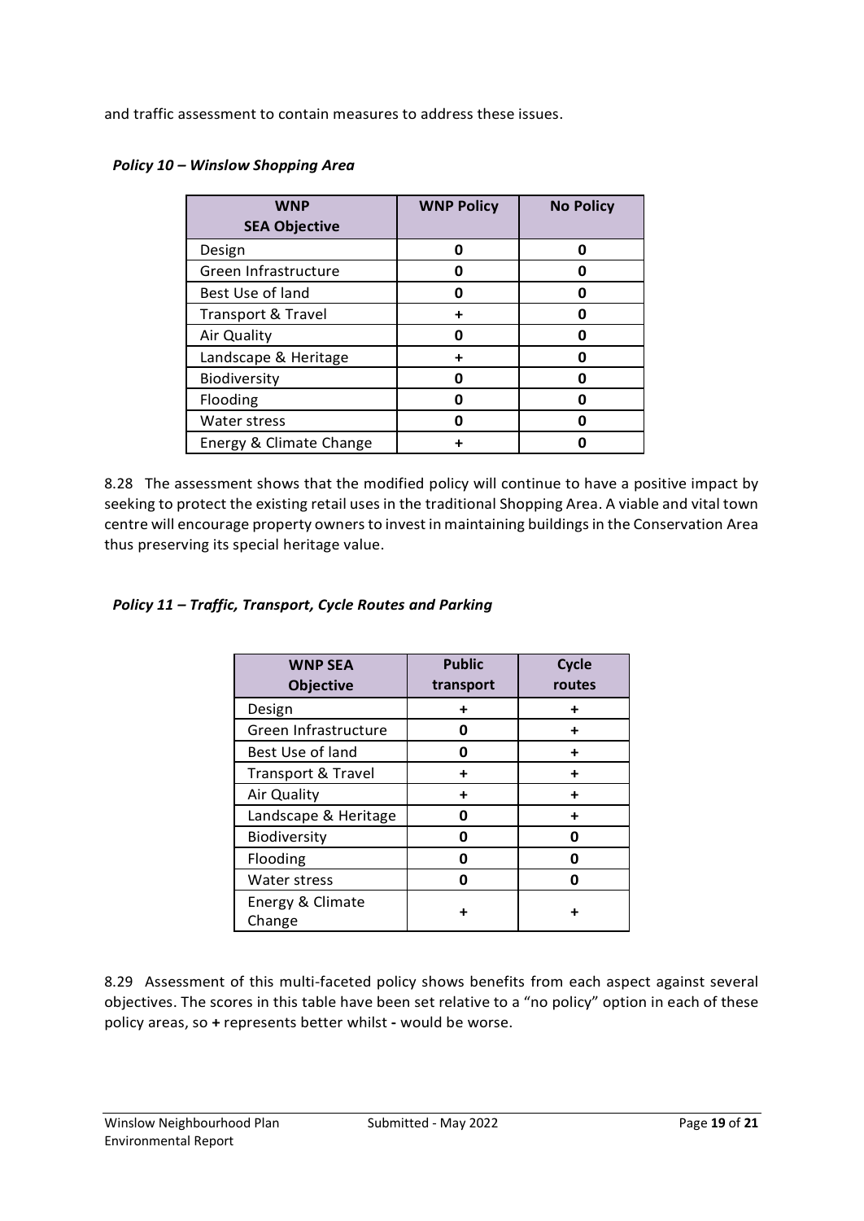and traffic assessment to contain measures to address these issues.

***Policy 10 – Winslow Shopping Area***

| WNP SEA Objective | WNP Policy | No Policy |
|---|---|---|
| Design | 0 | 0 |
| Green Infrastructure | 0 | 0 |
| Best Use of land | 0 | 0 |
| Transport & Travel | + | 0 |
| Air Quality | 0 | 0 |
| Landscape & Heritage | + | 0 |
| Biodiversity | 0 | 0 |
| Flooding | 0 | 0 |
| Water stress | 0 | 0 |
| Energy & Climate Change | + | 0 |

8.28 The assessment shows that the modified policy will continue to have a positive impact by seeking to protect the existing retail uses in the traditional Shopping Area. A viable and vital town centre will encourage property owners to invest in maintaining buildings in the Conservation Area thus preserving its special heritage value.

***Policy 11 – Traffic, Transport, Cycle Routes and Parking***

| WNP SEA Objective | Public transport | Cycle routes |
|---|---|---|
| Design | + | + |
| Green Infrastructure | 0 | + |
| Best Use of land | 0 | + |
| Transport & Travel | + | + |
| Air Quality | + | + |
| Landscape & Heritage | 0 | + |
| Biodiversity | 0 | 0 |
| Flooding | 0 | 0 |
| Water stress | 0 | 0 |
| Energy & Climate Change | + | + |

8.29 Assessment of this multi-faceted policy shows benefits from each aspect against several objectives. The scores in this table have been set relative to a "no policy" option in each of these policy areas, so **+** represents better whilst **-** would be worse.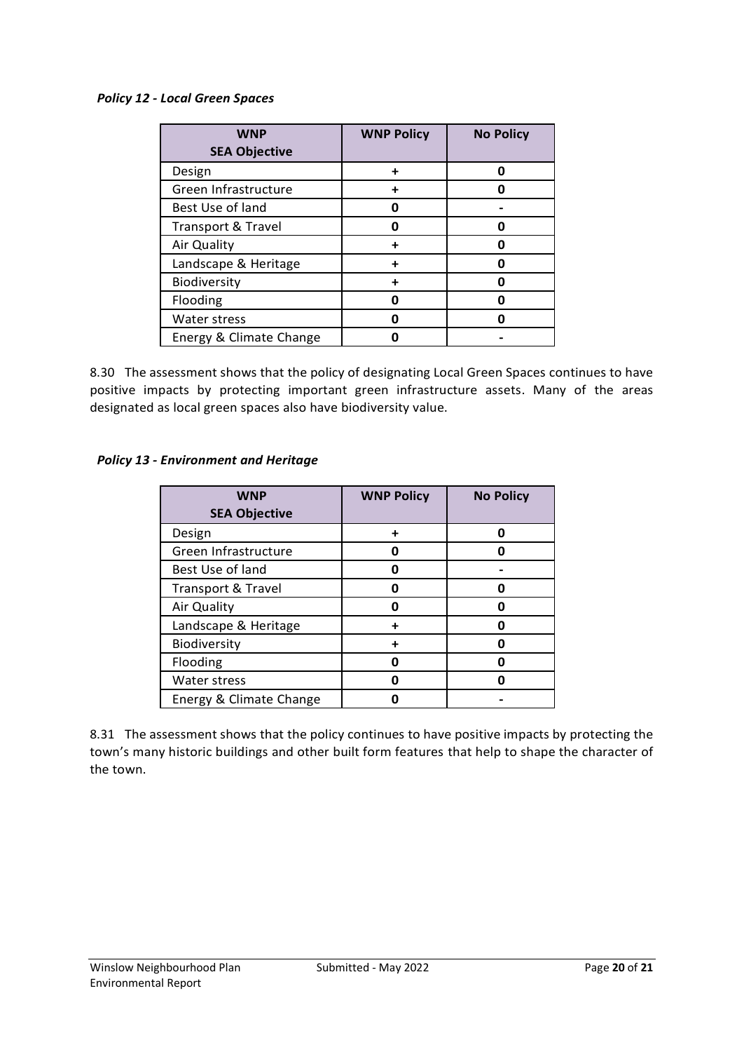*Policy 12 - Local Green Spaces*

| WNP SEA Objective | WNP Policy | No Policy |
|---|---|---|
| Design | + | 0 |
| Green Infrastructure | + | 0 |
| Best Use of land | 0 | - |
| Transport & Travel | 0 | 0 |
| Air Quality | + | 0 |
| Landscape & Heritage | + | 0 |
| Biodiversity | + | 0 |
| Flooding | 0 | 0 |
| Water stress | 0 | 0 |
| Energy & Climate Change | 0 | - |

8.30 The assessment shows that the policy of designating Local Green Spaces continues to have positive impacts by protecting important green infrastructure assets. Many of the areas designated as local green spaces also have biodiversity value.

*Policy 13 - Environment and Heritage*

| WNP SEA Objective | WNP Policy | No Policy |
|---|---|---|
| Design | + | 0 |
| Green Infrastructure | 0 | 0 |
| Best Use of land | 0 | - |
| Transport & Travel | 0 | 0 |
| Air Quality | 0 | 0 |
| Landscape & Heritage | + | 0 |
| Biodiversity | + | 0 |
| Flooding | 0 | 0 |
| Water stress | 0 | 0 |
| Energy & Climate Change | 0 | - |

8.31 The assessment shows that the policy continues to have positive impacts by protecting the town's many historic buildings and other built form features that help to shape the character of the town.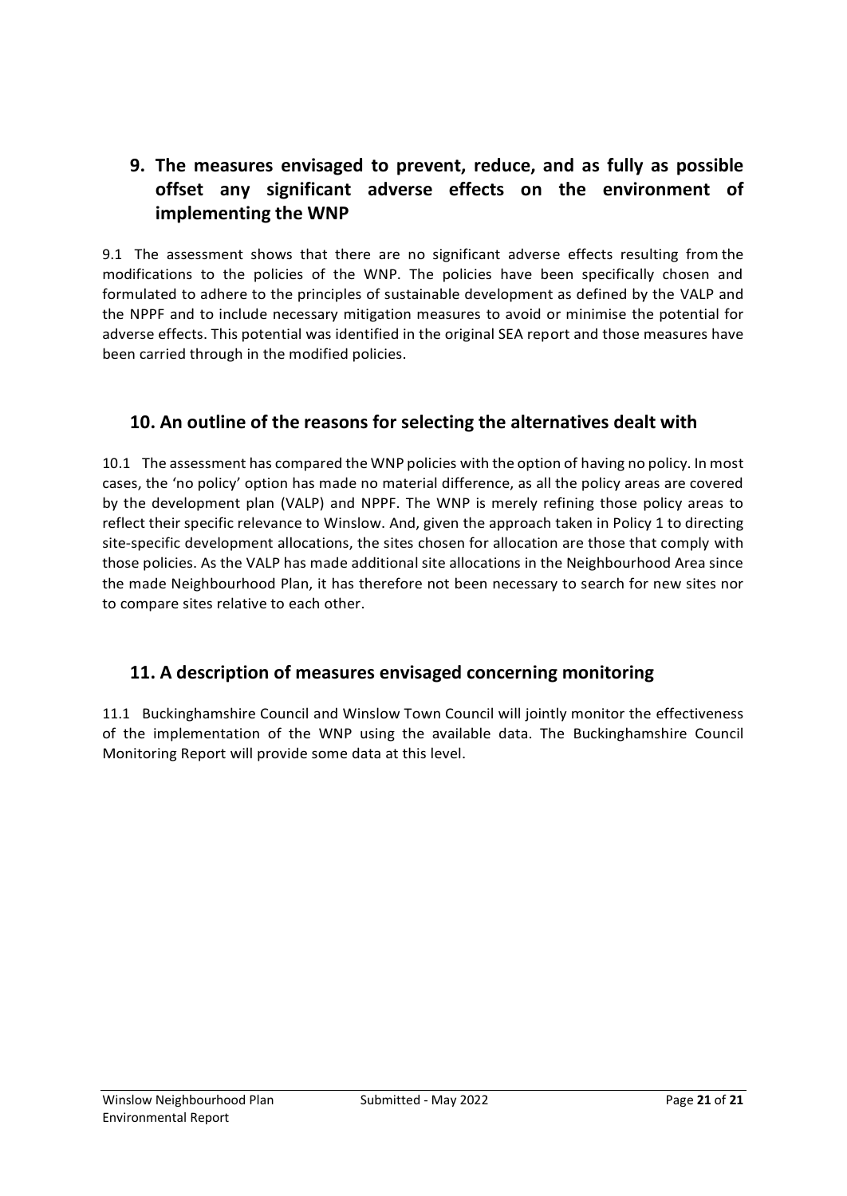## 9. The measures envisaged to prevent, reduce, and as fully as possible offset any significant adverse effects on the environment of implementing the WNP

9.1 The assessment shows that there are no significant adverse effects resulting from the modifications to the policies of the WNP. The policies have been specifically chosen and formulated to adhere to the principles of sustainable development as defined by the VALP and the NPPF and to include necessary mitigation measures to avoid or minimise the potential for adverse effects. This potential was identified in the original SEA report and those measures have been carried through in the modified policies.

## 10. An outline of the reasons for selecting the alternatives dealt with

10.1 The assessment has compared the WNP policies with the option of having no policy. In most cases, the 'no policy' option has made no material difference, as all the policy areas are covered by the development plan (VALP) and NPPF. The WNP is merely refining those policy areas to reflect their specific relevance to Winslow. And, given the approach taken in Policy 1 to directing site-specific development allocations, the sites chosen for allocation are those that comply with those policies. As the VALP has made additional site allocations in the Neighbourhood Area since the made Neighbourhood Plan, it has therefore not been necessary to search for new sites nor to compare sites relative to each other.

## 11. A description of measures envisaged concerning monitoring

11.1 Buckinghamshire Council and Winslow Town Council will jointly monitor the effectiveness of the implementation of the WNP using the available data. The Buckinghamshire Council Monitoring Report will provide some data at this level.